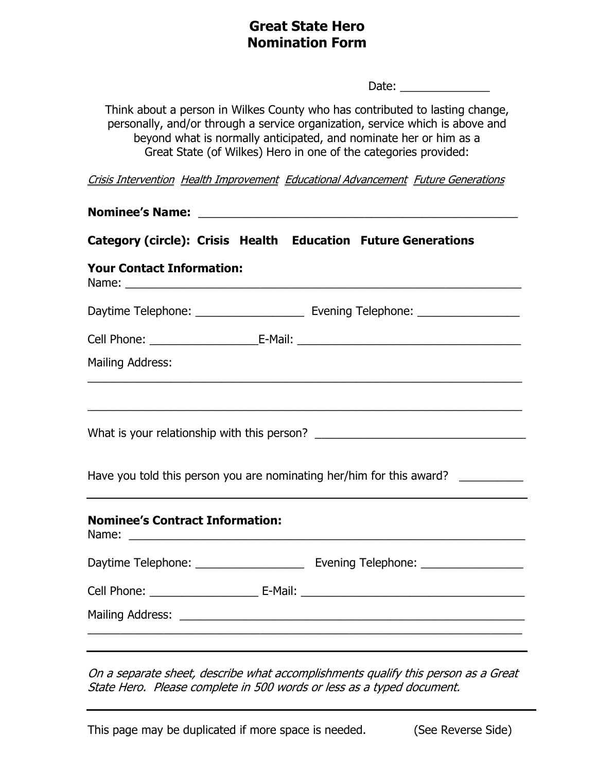# Great State Hero
# Nomination Form

Date: ______________

Think about a person in Wilkes County who has contributed to lasting change, personally, and/or through a service organization, service which is above and beyond what is normally anticipated, and nominate her or him as a Great State (of Wilkes) Hero in one of the categories provided:

*Crisis Intervention* *Health Improvement* *Educational Advancement* *Future Generations*

**Nominee's Name:** ___________________________________________________

**Category (circle): Crisis Health Education Future Generations**

**Your Contact Information:**
Name: _______________________________________________________________

Daytime Telephone: _________________ Evening Telephone: ________________

Cell Phone: _________________E-Mail: ___________________________________

Mailing Address:
_____________________________________________________________________

_____________________________________________________________________

What is your relationship with this person? _________________________________

Have you told this person you are nominating her/him for this award? __________

---

**Nominee's Contract Information:**
Name: _______________________________________________________________

Daytime Telephone: _________________ Evening Telephone: ________________

Cell Phone: _________________ E-Mail: __________________________________

Mailing Address: ______________________________________________________
_____________________________________________________________________

---

*On a separate sheet, describe what accomplishments qualify this person as a Great State Hero. Please complete in 500 words or less as a typed document.*

---

This page may be duplicated if more space is needed. (See Reverse Side)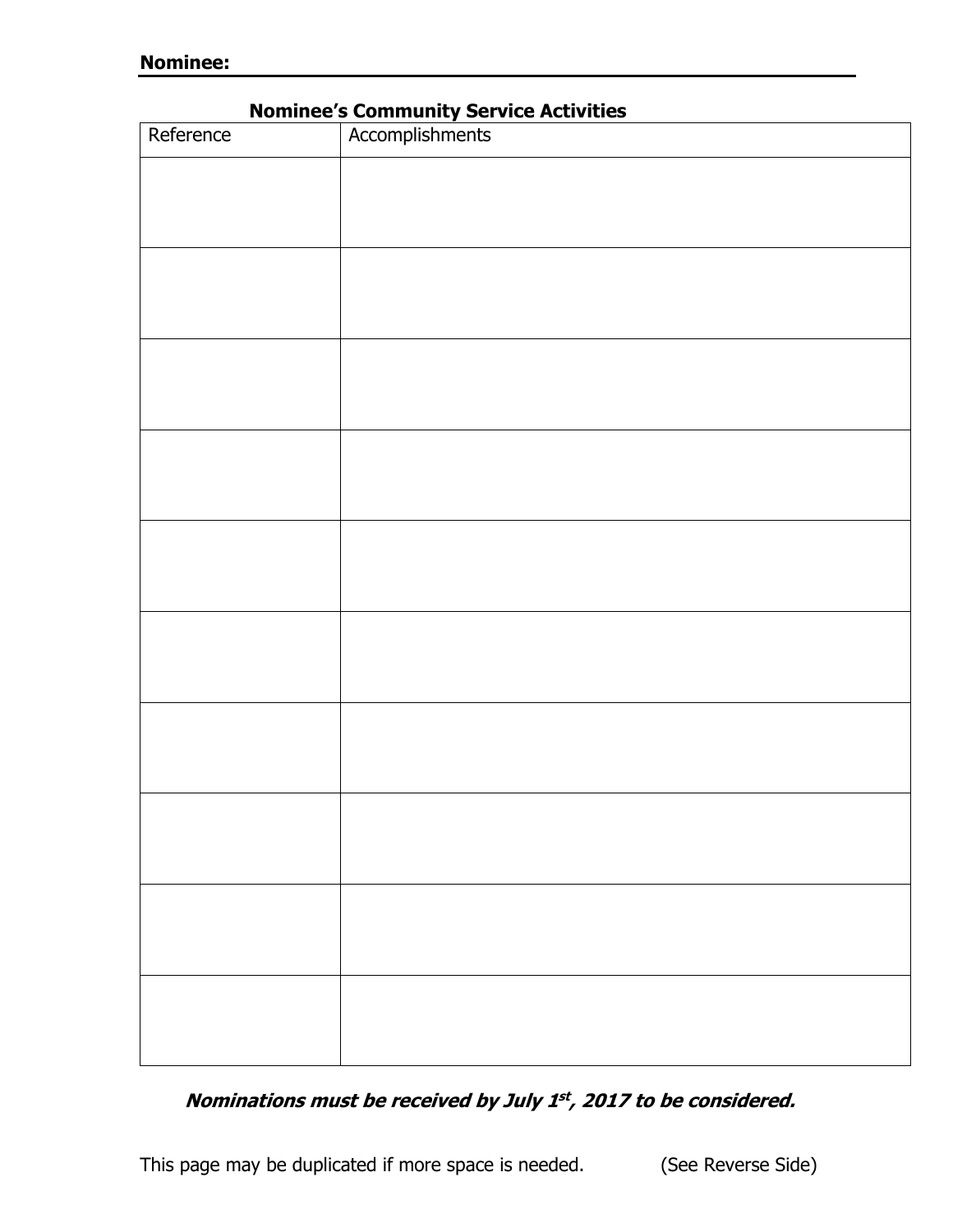**Nominee:** ______________________________________________

**Nominee's Community Service Activities**

| Reference | Accomplishments |
| --- | --- |
| | |
| | |
| | |
| | |
| | |
| | |
| | |
| | |
| | |
| | |

***Nominations must be received by July 1st, 2017 to be considered.***

This page may be duplicated if more space is needed. (See Reverse Side)